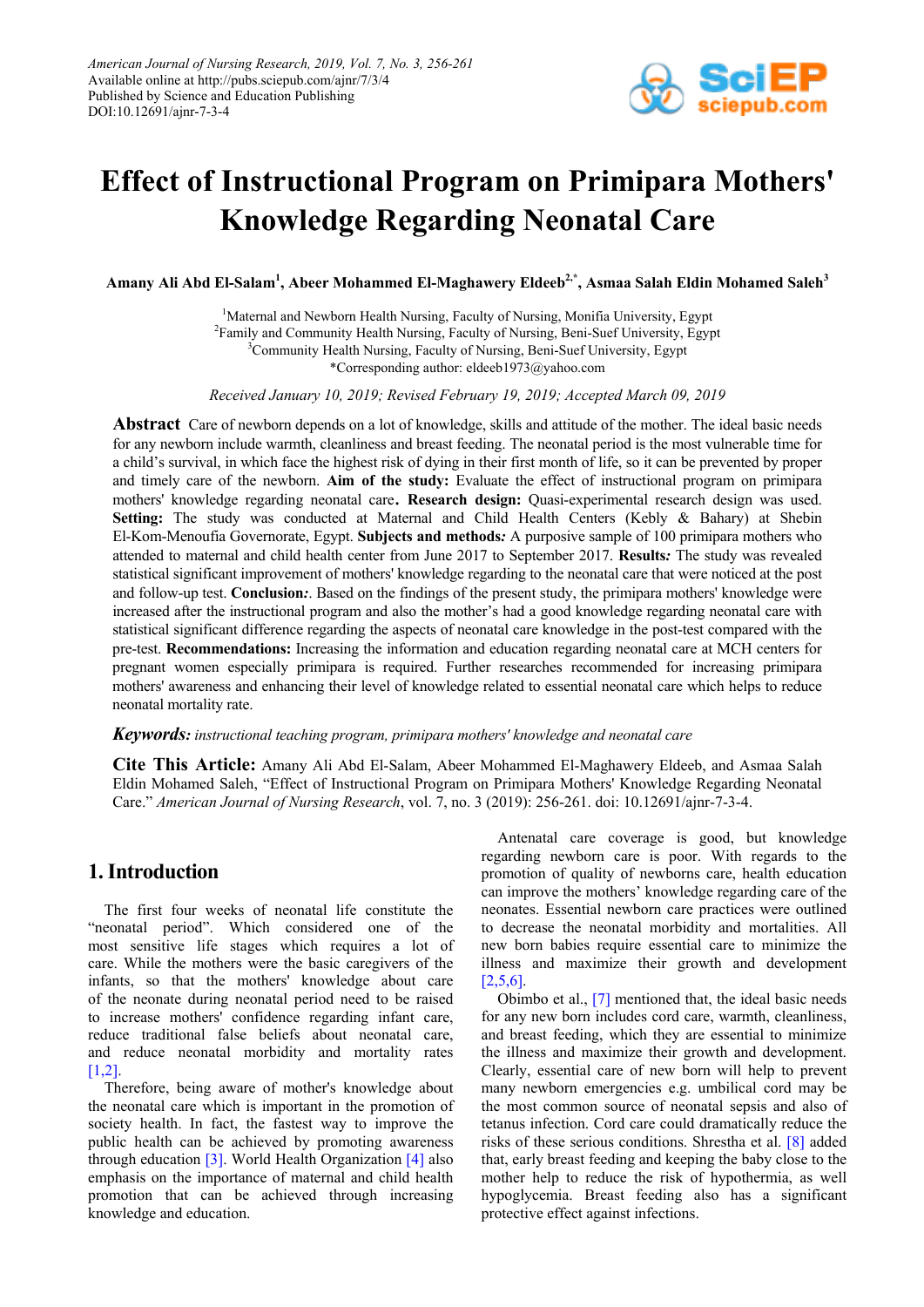# Effect of Instructional Program on Primipara Mothers' Knowledge Regarding Neonatal Care

**Amany Ali Abd El-Salam[1], Abeer Mohammed El-Maghawery Eldeeb[2,*], Asmaa Salah Eldin Mohamed Saleh[3]**

[1]Maternal and Newborn Health Nursing, Faculty of Nursing, Monifia University, Egypt
[2]Family and Community Health Nursing, Faculty of Nursing, Beni-Suef University, Egypt
[3]Community Health Nursing, Faculty of Nursing, Beni-Suef University, Egypt
*Corresponding author: eldeeb1973@yahoo.com

*Received January 10, 2019; Revised February 19, 2019; Accepted March 09, 2019*

**Abstract** Care of newborn depends on a lot of knowledge, skills and attitude of the mother. The ideal basic needs for any newborn include warmth, cleanliness and breast feeding. The neonatal period is the most vulnerable time for a child's survival, in which face the highest risk of dying in their first month of life, so it can be prevented by proper and timely care of the newborn. **Aim of the study:** Evaluate the effect of instructional program on primipara mothers' knowledge regarding neonatal care**.** **Research design:** Quasi-experimental research design was used. **Setting:** The study was conducted at Maternal and Child Health Centers (Kebly & Bahary) at Shebin El-Kom-Menoufia Governorate, Egypt. **Subjects and methods*:*** A purposive sample of 100 primipara mothers who attended to maternal and child health center from June 2017 to September 2017. **Results*:*** The study was revealed statistical significant improvement of mothers' knowledge regarding to the neonatal care that were noticed at the post and follow-up test. **Conclusion*:***. Based on the findings of the present study, the primipara mothers' knowledge were increased after the instructional program and also the mother's had a good knowledge regarding neonatal care with statistical significant difference regarding the aspects of neonatal care knowledge in the post-test compared with the pre-test. **Recommendations:** Increasing the information and education regarding neonatal care at MCH centers for pregnant women especially primipara is required. Further researches recommended for increasing primipara mothers' awareness and enhancing their level of knowledge related to essential neonatal care which helps to reduce neonatal mortality rate.

***Keywords:*** *instructional teaching program, primipara mothers' knowledge and neonatal care*

**Cite This Article:** Amany Ali Abd El-Salam, Abeer Mohammed El-Maghawery Eldeeb, and Asmaa Salah Eldin Mohamed Saleh, "Effect of Instructional Program on Primipara Mothers' Knowledge Regarding Neonatal Care." *American Journal of Nursing Research*, vol. 7, no. 3 (2019): 256-261. doi: 10.12691/ajnr-7-3-4.

## 1. Introduction

The first four weeks of neonatal life constitute the "neonatal period". Which considered one of the most sensitive life stages which requires a lot of care. While the mothers were the basic caregivers of the infants, so that the mothers' knowledge about care of the neonate during neonatal period need to be raised to increase mothers' confidence regarding infant care, reduce traditional false beliefs about neonatal care, and reduce neonatal morbidity and mortality rates [1,2].

Therefore, being aware of mother's knowledge about the neonatal care which is important in the promotion of society health. In fact, the fastest way to improve the public health can be achieved by promoting awareness through education [3]. World Health Organization [4] also emphasis on the importance of maternal and child health promotion that can be achieved through increasing knowledge and education.

Antenatal care coverage is good, but knowledge regarding newborn care is poor. With regards to the promotion of quality of newborns care, health education can improve the mothers' knowledge regarding care of the neonates. Essential newborn care practices were outlined to decrease the neonatal morbidity and mortalities. All new born babies require essential care to minimize the illness and maximize their growth and development [2,5,6].

Obimbo et al., [7] mentioned that, the ideal basic needs for any new born includes cord care, warmth, cleanliness, and breast feeding, which they are essential to minimize the illness and maximize their growth and development. Clearly, essential care of new born will help to prevent many newborn emergencies e.g. umbilical cord may be the most common source of neonatal sepsis and also of tetanus infection. Cord care could dramatically reduce the risks of these serious conditions. Shrestha et al. [8] added that, early breast feeding and keeping the baby close to the mother help to reduce the risk of hypothermia, as well hypoglycemia. Breast feeding also has a significant protective effect against infections.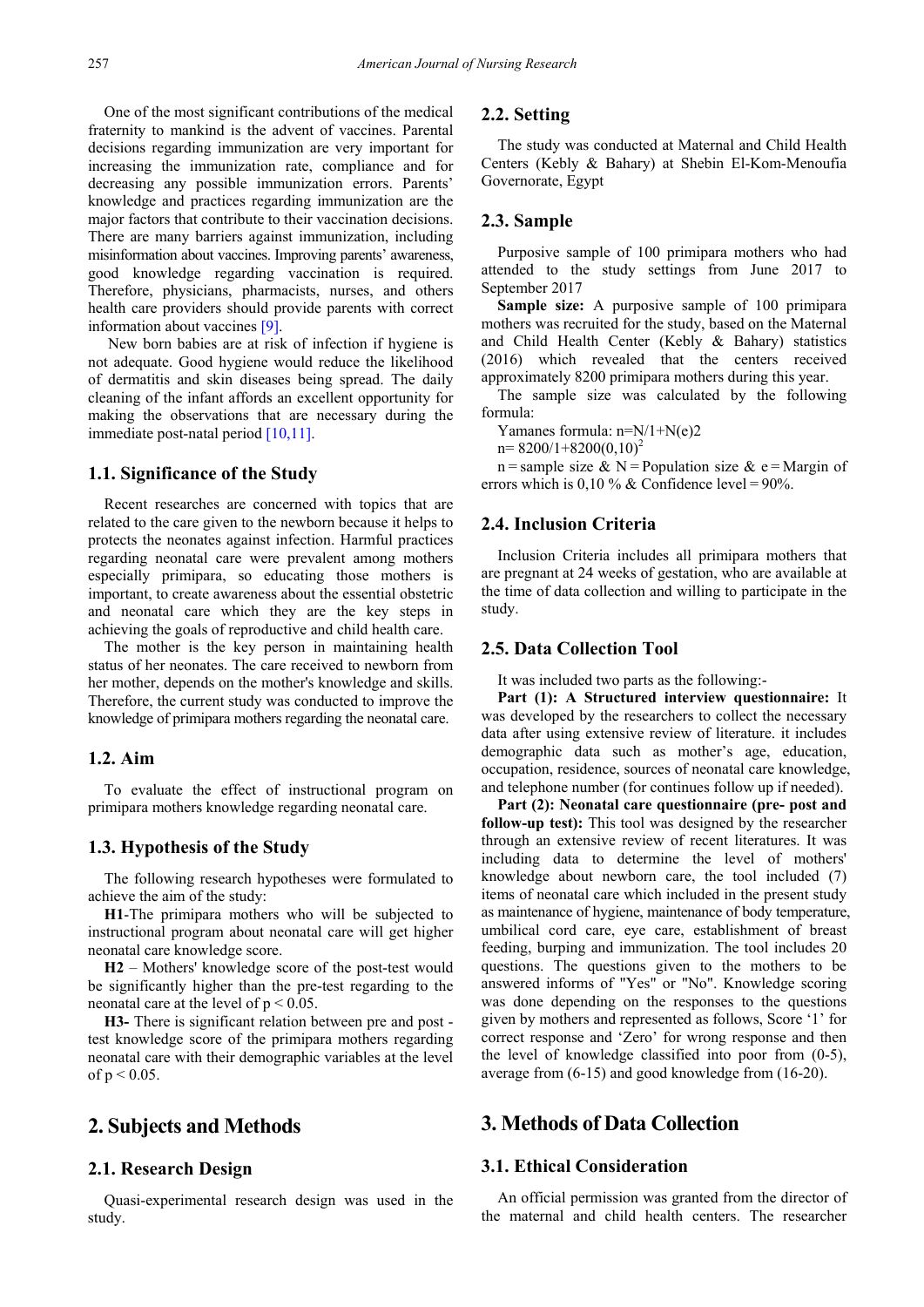One of the most significant contributions of the medical fraternity to mankind is the advent of vaccines. Parental decisions regarding immunization are very important for increasing the immunization rate, compliance and for decreasing any possible immunization errors. Parents' knowledge and practices regarding immunization are the major factors that contribute to their vaccination decisions. There are many barriers against immunization, including misinformation about vaccines. Improving parents' awareness, good knowledge regarding vaccination is required. Therefore, physicians, pharmacists, nurses, and others health care providers should provide parents with correct information about vaccines [9].

New born babies are at risk of infection if hygiene is not adequate. Good hygiene would reduce the likelihood of dermatitis and skin diseases being spread. The daily cleaning of the infant affords an excellent opportunity for making the observations that are necessary during the immediate post-natal period [10,11].

### 1.1. Significance of the Study

Recent researches are concerned with topics that are related to the care given to the newborn because it helps to protects the neonates against infection. Harmful practices regarding neonatal care were prevalent among mothers especially primipara, so educating those mothers is important, to create awareness about the essential obstetric and neonatal care which they are the key steps in achieving the goals of reproductive and child health care.

The mother is the key person in maintaining health status of her neonates. The care received to newborn from her mother, depends on the mother's knowledge and skills. Therefore, the current study was conducted to improve the knowledge of primipara mothers regarding the neonatal care.

### 1.2. Aim

To evaluate the effect of instructional program on primipara mothers knowledge regarding neonatal care.

### 1.3. Hypothesis of the Study

The following research hypotheses were formulated to achieve the aim of the study:

**H1**-The primipara mothers who will be subjected to instructional program about neonatal care will get higher neonatal care knowledge score.

**H2** – Mothers' knowledge score of the post-test would be significantly higher than the pre-test regarding to the neonatal care at the level of $p < 0.05$.

**H3-** There is significant relation between pre and post - test knowledge score of the primipara mothers regarding neonatal care with their demographic variables at the level of $p < 0.05$.

## 2. Subjects and Methods

### 2.1. Research Design

Quasi-experimental research design was used in the study.

### 2.2. Setting

The study was conducted at Maternal and Child Health Centers (Kebly & Bahary) at Shebin El-Kom-Menoufia Governorate, Egypt

### 2.3. Sample

Purposive sample of 100 primipara mothers who had attended to the study settings from June 2017 to September 2017

**Sample size:** A purposive sample of 100 primipara mothers was recruited for the study, based on the Maternal and Child Health Center (Kebly & Bahary) statistics (2016) which revealed that the centers received approximately 8200 primipara mothers during this year.

The sample size was calculated by the following formula:

Yamanes formula: $n=N/1+N(e)2$

$n= 8200/1+8200(0,10)^2$

n = sample size & N = Population size & e = Margin of errors which is 0,10 % & Confidence level = 90%.

### 2.4. Inclusion Criteria

Inclusion Criteria includes all primipara mothers that are pregnant at 24 weeks of gestation, who are available at the time of data collection and willing to participate in the study.

### 2.5. Data Collection Tool

It was included two parts as the following:-

**Part (1): A Structured interview questionnaire:** It was developed by the researchers to collect the necessary data after using extensive review of literature. it includes demographic data such as mother's age, education, occupation, residence, sources of neonatal care knowledge, and telephone number (for continues follow up if needed).

**Part (2): Neonatal care questionnaire (pre- post and follow-up test):** This tool was designed by the researcher through an extensive review of recent literatures. It was including data to determine the level of mothers' knowledge about newborn care, the tool included (7) items of neonatal care which included in the present study as maintenance of hygiene, maintenance of body temperature, umbilical cord care, eye care, establishment of breast feeding, burping and immunization. The tool includes 20 questions. The questions given to the mothers to be answered informs of "Yes" or "No". Knowledge scoring was done depending on the responses to the questions given by mothers and represented as follows, Score '1' for correct response and 'Zero' for wrong response and then the level of knowledge classified into poor from (0-5), average from (6-15) and good knowledge from (16-20).

## 3. Methods of Data Collection

### 3.1. Ethical Consideration

An official permission was granted from the director of the maternal and child health centers. The researcher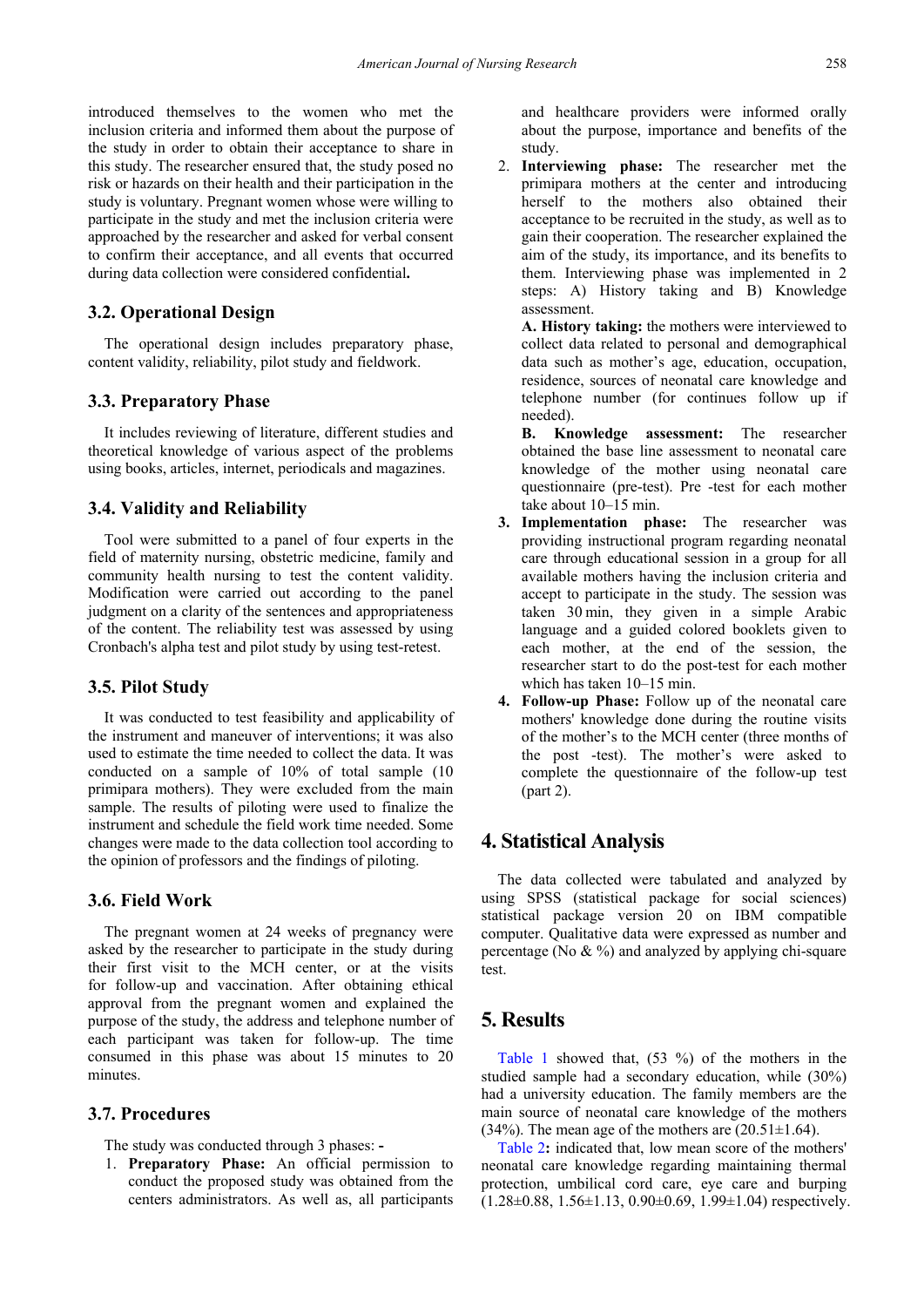introduced themselves to the women who met the inclusion criteria and informed them about the purpose of the study in order to obtain their acceptance to share in this study. The researcher ensured that, the study posed no risk or hazards on their health and their participation in the study is voluntary. Pregnant women whose were willing to participate in the study and met the inclusion criteria were approached by the researcher and asked for verbal consent to confirm their acceptance, and all events that occurred during data collection were considered confidential**.**

### 3.2. Operational Design

The operational design includes preparatory phase, content validity, reliability, pilot study and fieldwork.

### 3.3. Preparatory Phase

It includes reviewing of literature, different studies and theoretical knowledge of various aspect of the problems using books, articles, internet, periodicals and magazines.

### 3.4. Validity and Reliability

Tool were submitted to a panel of four experts in the field of maternity nursing, obstetric medicine, family and community health nursing to test the content validity. Modification were carried out according to the panel judgment on a clarity of the sentences and appropriateness of the content. The reliability test was assessed by using Cronbach's alpha test and pilot study by using test-retest.

### 3.5. Pilot Study

It was conducted to test feasibility and applicability of the instrument and maneuver of interventions; it was also used to estimate the time needed to collect the data. It was conducted on a sample of 10% of total sample (10 primipara mothers). They were excluded from the main sample. The results of piloting were used to finalize the instrument and schedule the field work time needed. Some changes were made to the data collection tool according to the opinion of professors and the findings of piloting.

### 3.6. Field Work

The pregnant women at 24 weeks of pregnancy were asked by the researcher to participate in the study during their first visit to the MCH center, or at the visits for follow-up and vaccination. After obtaining ethical approval from the pregnant women and explained the purpose of the study, the address and telephone number of each participant was taken for follow-up. The time consumed in this phase was about 15 minutes to 20 minutes.

### 3.7. Procedures

The study was conducted through 3 phases: **-**

1. **Preparatory Phase:** An official permission to conduct the proposed study was obtained from the centers administrators. As well as, all participants and healthcare providers were informed orally about the purpose, importance and benefits of the study.
2. **Interviewing phase:** The researcher met the primipara mothers at the center and introducing herself to the mothers also obtained their acceptance to be recruited in the study, as well as to gain their cooperation. The researcher explained the aim of the study, its importance, and its benefits to them. Interviewing phase was implemented in 2 steps: A) History taking and B) Knowledge assessment.

   **A. History taking:** the mothers were interviewed to collect data related to personal and demographical data such as mother's age, education, occupation, residence, sources of neonatal care knowledge and telephone number (for continues follow up if needed).

   **B. Knowledge assessment:** The researcher obtained the base line assessment to neonatal care knowledge of the mother using neonatal care questionnaire (pre-test). Pre -test for each mother take about 10–15 min.
3. **Implementation phase:** The researcher was providing instructional program regarding neonatal care through educational session in a group for all available mothers having the inclusion criteria and accept to participate in the study. The session was taken 30 min, they given in a simple Arabic language and a guided colored booklets given to each mother, at the end of the session, the researcher start to do the post-test for each mother which has taken 10–15 min.
4. **Follow-up Phase:** Follow up of the neonatal care mothers' knowledge done during the routine visits of the mother's to the MCH center (three months of the post -test). The mother's were asked to complete the questionnaire of the follow-up test (part 2).

## 4. Statistical Analysis

The data collected were tabulated and analyzed by using SPSS (statistical package for social sciences) statistical package version 20 on IBM compatible computer. Qualitative data were expressed as number and percentage (No & %) and analyzed by applying chi-square test.

## 5. Results

Table 1 showed that, (53 %) of the mothers in the studied sample had a secondary education, while (30%) had a university education. The family members are the main source of neonatal care knowledge of the mothers (34%). The mean age of the mothers are (20.51±1.64).

Table 2**:** indicated that, low mean score of the mothers' neonatal care knowledge regarding maintaining thermal protection, umbilical cord care, eye care and burping (1.28±0.88, 1.56±1.13, 0.90±0.69, 1.99±1.04) respectively.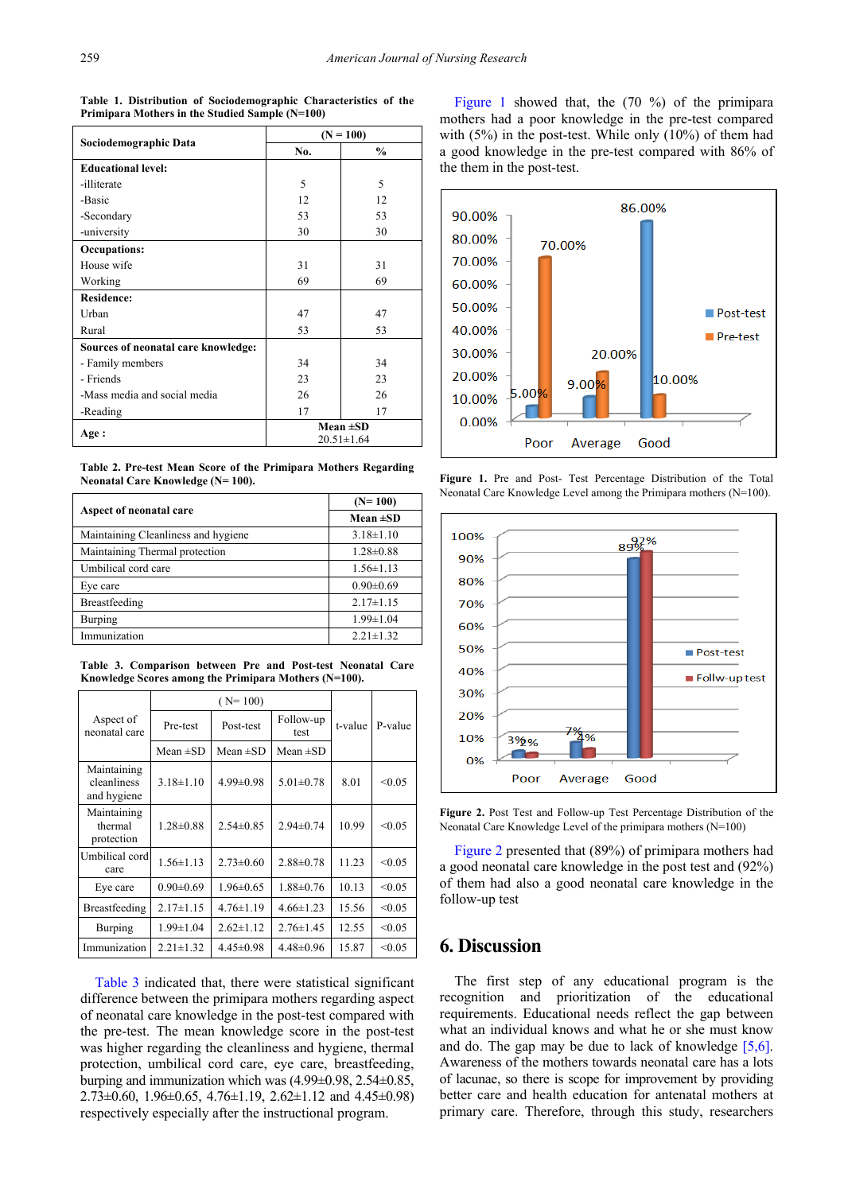**Table 1. Distribution of Sociodemographic Characteristics of the Primipara Mothers in the Studied Sample (N=100)**

| Sociodemographic Data | (N = 100) | |
|---|---|---|
| | No. | % |
| **Educational level:** | | |
| -illiterate | 5 | 5 |
| -Basic | 12 | 12 |
| -Secondary | 53 | 53 |
| -university | 30 | 30 |
| **Occupations:** | | |
| House wife | 31 | 31 |
| Working | 69 | 69 |
| **Residence:** | | |
| Urban | 47 | 47 |
| Rural | 53 | 53 |
| **Sources of neonatal care knowledge:** | | |
| - Family members | 34 | 34 |
| - Friends | 23 | 23 |
| -Mass media and social media | 26 | 26 |
| -Reading | 17 | 17 |
| **Age :** | Mean ±SD 20.51±1.64 | |

**Table 2. Pre-test Mean Score of the Primipara Mothers Regarding Neonatal Care Knowledge (N= 100).**

| Aspect of neonatal care | (N= 100) Mean ±SD |
|---|---|
| Maintaining Cleanliness and hygiene | 3.18±1.10 |
| Maintaining Thermal protection | 1.28±0.88 |
| Umbilical cord care | 1.56±1.13 |
| Eye care | 0.90±0.69 |
| Breastfeeding | 2.17±1.15 |
| Burping | 1.99±1.04 |
| Immunization | 2.21±1.32 |

**Table 3. Comparison between Pre and Post-test Neonatal Care Knowledge Scores among the Primipara Mothers (N=100).**

| Aspect of neonatal care | ( N= 100) | | | t-value | P-value |
|---|---|---|---|---|---|
| | Pre-test | Post-test | Follow-up test | | |
| | Mean ±SD | Mean ±SD | Mean ±SD | | |
| Maintaining cleanliness and hygiene | 3.18±1.10 | 4.99±0.98 | 5.01±0.78 | 8.01 | <0.05 |
| Maintaining thermal protection | 1.28±0.88 | 2.54±0.85 | 2.94±0.74 | 10.99 | <0.05 |
| Umbilical cord care | 1.56±1.13 | 2.73±0.60 | 2.88±0.78 | 11.23 | <0.05 |
| Eye care | 0.90±0.69 | 1.96±0.65 | 1.88±0.76 | 10.13 | <0.05 |
| Breastfeeding | 2.17±1.15 | 4.76±1.19 | 4.66±1.23 | 15.56 | <0.05 |
| Burping | 1.99±1.04 | 2.62±1.12 | 2.76±1.45 | 12.55 | <0.05 |
| Immunization | 2.21±1.32 | 4.45±0.98 | 4.48±0.96 | 15.87 | <0.05 |

Table 3 indicated that, there were statistical significant difference between the primipara mothers regarding aspect of neonatal care knowledge in the post-test compared with the pre-test. The mean knowledge score in the post-test was higher regarding the cleanliness and hygiene, thermal protection, umbilical cord care, eye care, breastfeeding, burping and immunization which was (4.99±0.98, 2.54±0.85, 2.73±0.60, 1.96±0.65, 4.76±1.19, 2.62±1.12 and 4.45±0.98) respectively especially after the instructional program.

Figure 1 showed that, the (70 %) of the primipara mothers had a poor knowledge in the pre-test compared with (5%) in the post-test. While only (10%) of them had a good knowledge in the pre-test compared with 86% of the them in the post-test.

**Figure 1.** Pre and Post- Test Percentage Distribution of the Total Neonatal Care Knowledge Level among the Primipara mothers (N=100).

**Figure 2.** Post Test and Follow-up Test Percentage Distribution of the Neonatal Care Knowledge Level of the primipara mothers (N=100)

Figure 2 presented that (89%) of primipara mothers had a good neonatal care knowledge in the post test and (92%) of them had also a good neonatal care knowledge in the follow-up test

## 6. Discussion

The first step of any educational program is the recognition and prioritization of the educational requirements. Educational needs reflect the gap between what an individual knows and what he or she must know and do. The gap may be due to lack of knowledge [5,6]. Awareness of the mothers towards neonatal care has a lots of lacunae, so there is scope for improvement by providing better care and health education for antenatal mothers at primary care. Therefore, through this study, researchers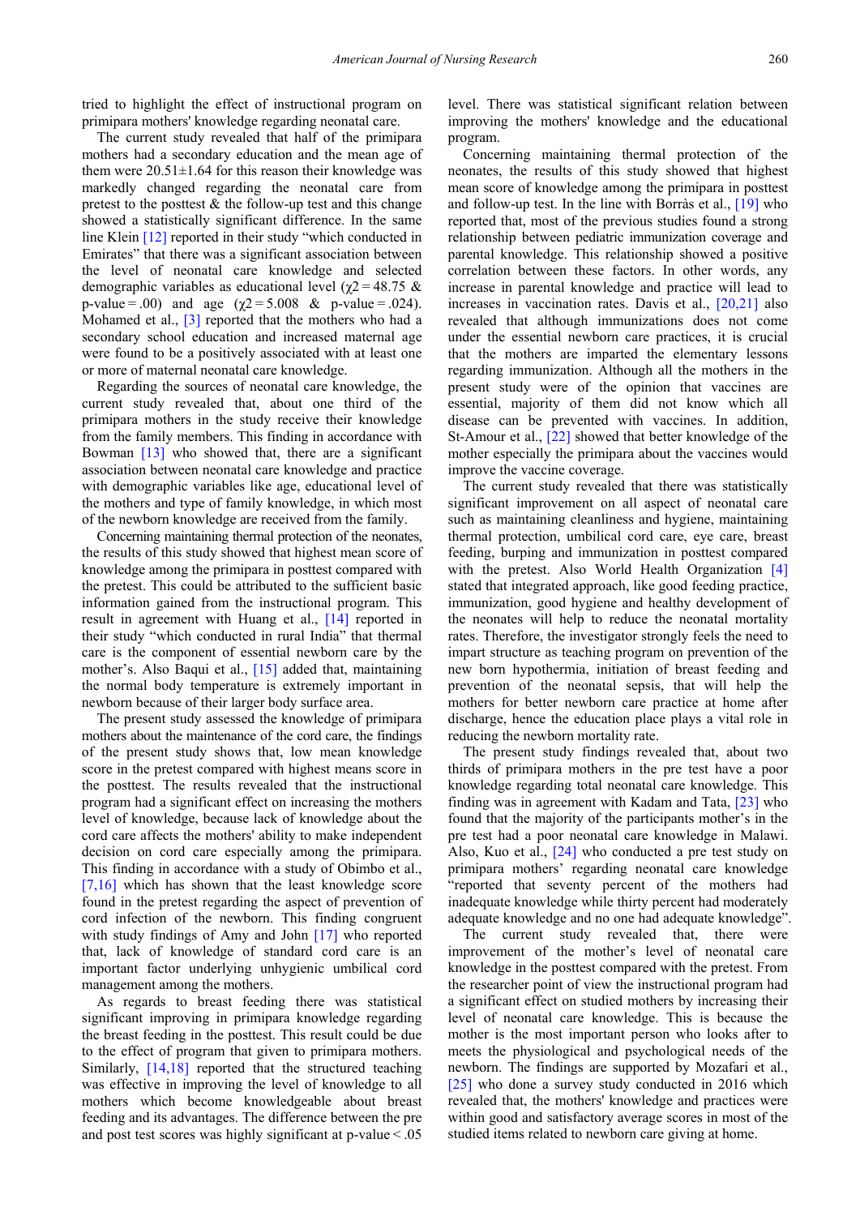tried to highlight the effect of instructional program on primipara mothers' knowledge regarding neonatal care.

The current study revealed that half of the primipara mothers had a secondary education and the mean age of them were 20.51±1.64 for this reason their knowledge was markedly changed regarding the neonatal care from pretest to the posttest & the follow-up test and this change showed a statistically significant difference. In the same line Klein [12] reported in their study "which conducted in Emirates" that there was a significant association between the level of neonatal care knowledge and selected demographic variables as educational level ($\chi2 = 48.75$ & p-value = .00) and age ($\chi2 = 5.008$ & p-value = .024). Mohamed et al., [3] reported that the mothers who had a secondary school education and increased maternal age were found to be a positively associated with at least one or more of maternal neonatal care knowledge.

Regarding the sources of neonatal care knowledge, the current study revealed that, about one third of the primipara mothers in the study receive their knowledge from the family members. This finding in accordance with Bowman [13] who showed that, there are a significant association between neonatal care knowledge and practice with demographic variables like age, educational level of the mothers and type of family knowledge, in which most of the newborn knowledge are received from the family.

Concerning maintaining thermal protection of the neonates, the results of this study showed that highest mean score of knowledge among the primipara in posttest compared with the pretest. This could be attributed to the sufficient basic information gained from the instructional program. This result in agreement with Huang et al., [14] reported in their study "which conducted in rural India" that thermal care is the component of essential newborn care by the mother's. Also Baqui et al., [15] added that, maintaining the normal body temperature is extremely important in newborn because of their larger body surface area.

The present study assessed the knowledge of primipara mothers about the maintenance of the cord care, the findings of the present study shows that, low mean knowledge score in the pretest compared with highest means score in the posttest. The results revealed that the instructional program had a significant effect on increasing the mothers level of knowledge, because lack of knowledge about the cord care affects the mothers' ability to make independent decision on cord care especially among the primipara. This finding in accordance with a study of Obimbo et al., [7,16] which has shown that the least knowledge score found in the pretest regarding the aspect of prevention of cord infection of the newborn. This finding congruent with study findings of Amy and John [17] who reported that, lack of knowledge of standard cord care is an important factor underlying unhygienic umbilical cord management among the mothers.

As regards to breast feeding there was statistical significant improving in primipara knowledge regarding the breast feeding in the posttest. This result could be due to the effect of program that given to primipara mothers. Similarly, [14,18] reported that the structured teaching was effective in improving the level of knowledge to all mothers which become knowledgeable about breast feeding and its advantages. The difference between the pre and post test scores was highly significant at p-value < .05 level. There was statistical significant relation between improving the mothers' knowledge and the educational program.

Concerning maintaining thermal protection of the neonates, the results of this study showed that highest mean score of knowledge among the primipara in posttest and follow-up test. In the line with Borràs et al., [19] who reported that, most of the previous studies found a strong relationship between pediatric immunization coverage and parental knowledge. This relationship showed a positive correlation between these factors. In other words, any increase in parental knowledge and practice will lead to increases in vaccination rates. Davis et al., [20,21] also revealed that although immunizations does not come under the essential newborn care practices, it is crucial that the mothers are imparted the elementary lessons regarding immunization. Although all the mothers in the present study were of the opinion that vaccines are essential, majority of them did not know which all disease can be prevented with vaccines. In addition, St-Amour et al., [22] showed that better knowledge of the mother especially the primipara about the vaccines would improve the vaccine coverage.

The current study revealed that there was statistically significant improvement on all aspect of neonatal care such as maintaining cleanliness and hygiene, maintaining thermal protection, umbilical cord care, eye care, breast feeding, burping and immunization in posttest compared with the pretest. Also World Health Organization [4] stated that integrated approach, like good feeding practice, immunization, good hygiene and healthy development of the neonates will help to reduce the neonatal mortality rates. Therefore, the investigator strongly feels the need to impart structure as teaching program on prevention of the new born hypothermia, initiation of breast feeding and prevention of the neonatal sepsis, that will help the mothers for better newborn care practice at home after discharge, hence the education place plays a vital role in reducing the newborn mortality rate.

The present study findings revealed that, about two thirds of primipara mothers in the pre test have a poor knowledge regarding total neonatal care knowledge. This finding was in agreement with Kadam and Tata, [23] who found that the majority of the participants mother's in the pre test had a poor neonatal care knowledge in Malawi. Also, Kuo et al., [24] who conducted a pre test study on primipara mothers' regarding neonatal care knowledge "reported that seventy percent of the mothers had inadequate knowledge while thirty percent had moderately adequate knowledge and no one had adequate knowledge".

The current study revealed that, there were improvement of the mother's level of neonatal care knowledge in the posttest compared with the pretest. From the researcher point of view the instructional program had a significant effect on studied mothers by increasing their level of neonatal care knowledge. This is because the mother is the most important person who looks after to meets the physiological and psychological needs of the newborn. The findings are supported by Mozafari et al., [25] who done a survey study conducted in 2016 which revealed that, the mothers' knowledge and practices were within good and satisfactory average scores in most of the studied items related to newborn care giving at home.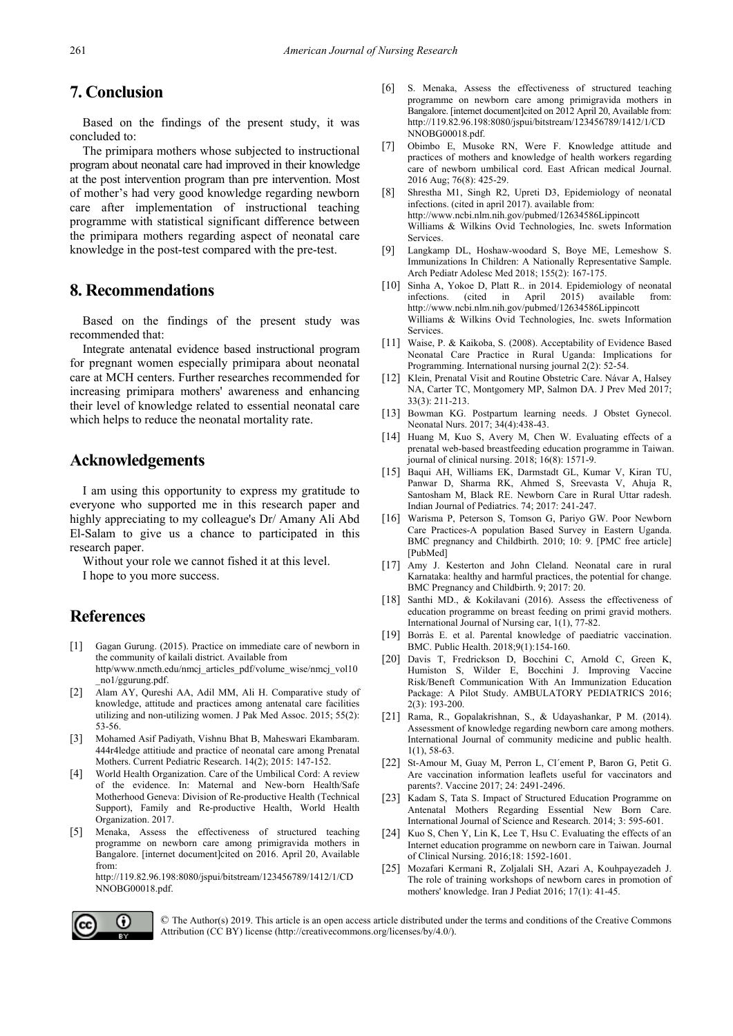## 7. Conclusion

Based on the findings of the present study, it was concluded to:

The primipara mothers whose subjected to instructional program about neonatal care had improved in their knowledge at the post intervention program than pre intervention. Most of mother's had very good knowledge regarding newborn care after implementation of instructional teaching programme with statistical significant difference between the primipara mothers regarding aspect of neonatal care knowledge in the post-test compared with the pre-test.

## 8. Recommendations

Based on the findings of the present study was recommended that:

Integrate antenatal evidence based instructional program for pregnant women especially primipara about neonatal care at MCH centers. Further researches recommended for increasing primipara mothers' awareness and enhancing their level of knowledge related to essential neonatal care which helps to reduce the neonatal mortality rate.

## Acknowledgements

I am using this opportunity to express my gratitude to everyone who supported me in this research paper and highly appreciating to my colleague's Dr/ Amany Ali Abd El-Salam to give us a chance to participated in this research paper.

Without your role we cannot fished it at this level.

I hope to you more success.

## References

[1] Gagan Gurung. (2015). Practice on immediate care of newborn in the community of kailali district. Available from http/www.nmcth.edu/nmcj_articles_pdf/volume_wise/nmcj_vol10_no1/ggurung.pdf.

[2] Alam AY, Qureshi AA, Adil MM, Ali H. Comparative study of knowledge, attitude and practices among antenatal care facilities utilizing and non-utilizing women. J Pak Med Assoc. 2015; 55(2): 53-56.

[3] Mohamed Asif Padiyath, Vishnu Bhat B, Maheswari Ekambaram. 444r4ledge attitiude and practice of neonatal care among Prenatal Mothers. Current Pediatric Research. 14(2); 2015: 147-152.

[4] World Health Organization. Care of the Umbilical Cord: A review of the evidence. In: Maternal and New-born Health/Safe Motherhood Geneva: Division of Re-productive Health (Technical Support), Family and Re-productive Health, World Health Organization. 2017.

[5] Menaka, Assess the effectiveness of structured teaching programme on newborn care among primigravida mothers in Bangalore. [internet document]cited on 2016. April 20, Available from: http://119.82.96.198:8080/jspui/bitstream/123456789/1412/1/CDNNOBG00018.pdf.

[6] S. Menaka, Assess the effectiveness of structured teaching programme on newborn care among primigravida mothers in Bangalore. [internet document]cited on 2012 April 20, Available from: http://119.82.96.198:8080/jspui/bitstream/123456789/1412/1/CDNNOBG00018.pdf.

[7] Obimbo E, Musoke RN, Were F. Knowledge attitude and practices of mothers and knowledge of health workers regarding care of newborn umbilical cord. East African medical Journal. 2016 Aug; 76(8): 425-29.

[8] Shrestha M1, Singh R2, Upreti D3, Epidemiology of neonatal infections. (cited in april 2017). available from: http://www.ncbi.nlm.nih.gov/pubmed/12634586Lippincott Williams & Wilkins Ovid Technologies, Inc. swets Information Services.

[9] Langkamp DL, Hoshaw-woodard S, Boye ME, Lemeshow S. Immunizations In Children: A Nationally Representative Sample. Arch Pediatr Adolesc Med 2018; 155(2): 167-175.

[10] Sinha A, Yokoe D, Platt R.. in 2014. Epidemiology of neonatal infections. (cited in April 2015) available from: http://www.ncbi.nlm.nih.gov/pubmed/12634586Lippincott Williams & Wilkins Ovid Technologies, Inc. swets Information Services.

[11] Waise, P. & Kaikoba, S. (2008). Acceptability of Evidence Based Neonatal Care Practice in Rural Uganda: Implications for Programming. International nursing journal 2(2): 52-54.

[12] Klein, Prenatal Visit and Routine Obstetric Care. Návar A, Halsey NA, Carter TC, Montgomery MP, Salmon DA. J Prev Med 2017; 33(3): 211-213.

[13] Bowman KG. Postpartum learning needs. J Obstet Gynecol. Neonatal Nurs. 2017; 34(4):438-43.

[14] Huang M, Kuo S, Avery M, Chen W. Evaluating effects of a prenatal web-based breastfeeding education programme in Taiwan. journal of clinical nursing. 2018; 16(8): 1571-9.

[15] Baqui AH, Williams EK, Darmstadt GL, Kumar V, Kiran TU, Panwar D, Sharma RK, Ahmed S, Sreevasta V, Ahuja R, Santosham M, Black RE. Newborn Care in Rural Uttar radesh. Indian Journal of Pediatrics. 74; 2017: 241-247.

[16] Warisma P, Peterson S, Tomson G, Pariyo GW. Poor Newborn Care Practices-A population Based Survey in Eastern Uganda. BMC pregnancy and Childbirth. 2010; 10: 9. [PMC free article] [PubMed]

[17] Amy J. Kesterton and John Cleland. Neonatal care in rural Karnataka: healthy and harmful practices, the potential for change. BMC Pregnancy and Childbirth. 9; 2017: 20.

[18] Santhi MD., & Kokilavani (2016). Assess the effectiveness of education programme on breast feeding on primi gravid mothers. International Journal of Nursing car, 1(1), 77-82.

[19] Borràs E. et al. Parental knowledge of paediatric vaccination. BMC. Public Health. 2018;9(1):154-160.

[20] Davis T, Fredrickson D, Bocchini C, Arnold C, Green K, Humiston S, Wilder E, Bocchini J. Improving Vaccine Risk/Beneft Communication With An Immunization Education Package: A Pilot Study. AMBULATORY PEDIATRICS 2016; 2(3): 193-200.

[21] Rama, R., Gopalakrishnan, S., & Udayashankar, P M. (2014). Assessment of knowledge regarding newborn care among mothers. International Journal of community medicine and public health. 1(1), 58-63.

[22] St-Amour M, Guay M, Perron L, Cl´ement P, Baron G, Petit G. Are vaccination information leaflets useful for vaccinators and parents?. Vaccine 2017; 24: 2491-2496.

[23] Kadam S, Tata S. Impact of Structured Education Programme on Antenatal Mothers Regarding Essential New Born Care. International Journal of Science and Research. 2014; 3: 595-601.

[24] Kuo S, Chen Y, Lin K, Lee T, Hsu C. Evaluating the effects of an Internet education programme on newborn care in Taiwan. Journal of Clinical Nursing. 2016;18: 1592-1601.

[25] Mozafari Kermani R, Zoljalali SH, Azari A, Kouhpayezadeh J. The role of training workshops of newborn cares in promotion of mothers' knowledge. Iran J Pediat 2016; 17(1): 41-45.

© The Author(s) 2019. This article is an open access article distributed under the terms and conditions of the Creative Commons Attribution (CC BY) license (http://creativecommons.org/licenses/by/4.0/).